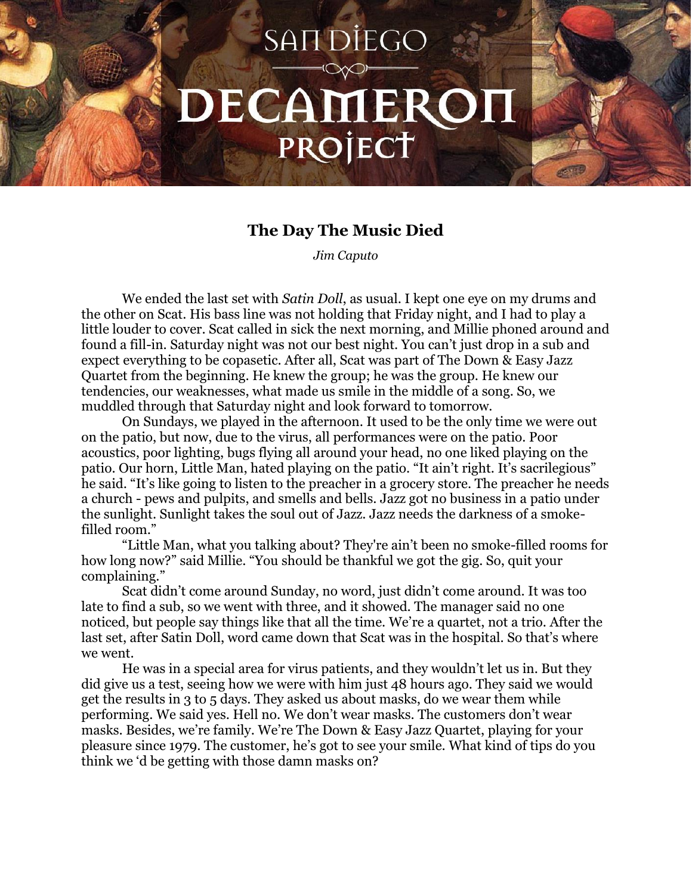# The Day The Music Died

*Jim Caputo*

We ended the last set with *Satin Doll*, as usual. I kept one eye on my drums and the other on Scat. His bass line was not holding that Friday night, and I had to play a little louder to cover. Scat called in sick the next morning, and Millie phoned around and found a fill-in. Saturday night was not our best night. You can't just drop in a sub and expect everything to be copasetic. After all, Scat was part of The Down & Easy Jazz Quartet from the beginning. He knew the group; he was the group. He knew our tendencies, our weaknesses, what made us smile in the middle of a song. So, we muddled through that Saturday night and look forward to tomorrow.

On Sundays, we played in the afternoon. It used to be the only time we were out on the patio, but now, due to the virus, all performances were on the patio. Poor acoustics, poor lighting, bugs flying all around your head, no one liked playing on the patio. Our horn, Little Man, hated playing on the patio. "It ain't right. It's sacrilegious" he said. "It's like going to listen to the preacher in a grocery store. The preacher he needs a church - pews and pulpits, and smells and bells. Jazz got no business in a patio under the sunlight. Sunlight takes the soul out of Jazz. Jazz needs the darkness of a smoke-filled room."

"Little Man, what you talking about? They're ain't been no smoke-filled rooms for how long now?" said Millie. "You should be thankful we got the gig. So, quit your complaining."

Scat didn't come around Sunday, no word, just didn't come around. It was too late to find a sub, so we went with three, and it showed. The manager said no one noticed, but people say things like that all the time. We're a quartet, not a trio. After the last set, after Satin Doll, word came down that Scat was in the hospital. So that's where we went.

He was in a special area for virus patients, and they wouldn't let us in. But they did give us a test, seeing how we were with him just 48 hours ago. They said we would get the results in 3 to 5 days. They asked us about masks, do we wear them while performing. We said yes. Hell no. We don't wear masks. The customers don't wear masks. Besides, we're family. We're The Down & Easy Jazz Quartet, playing for your pleasure since 1979. The customer, he's got to see your smile. What kind of tips do you think we 'd be getting with those damn masks on?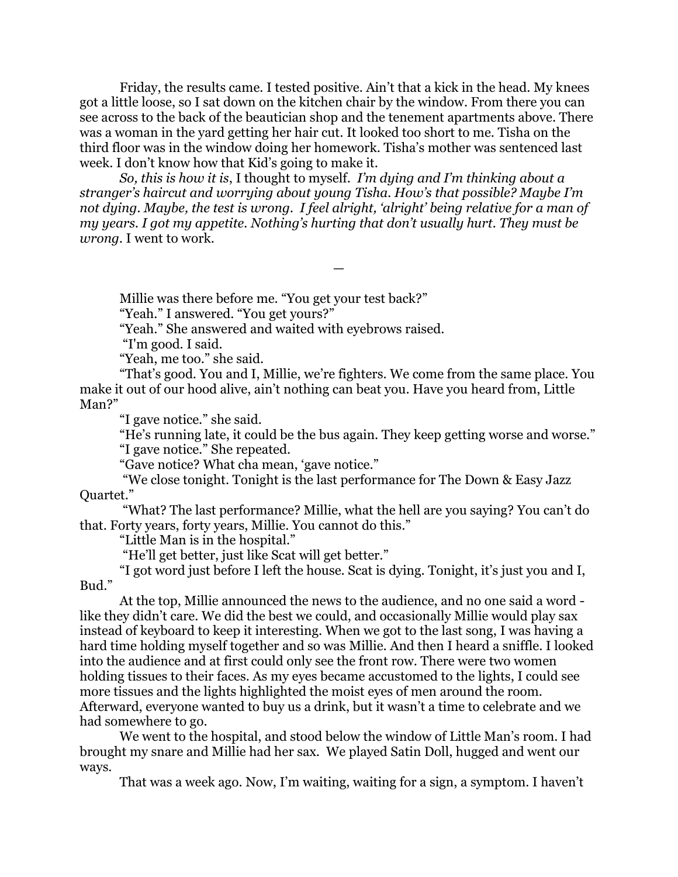Friday, the results came. I tested positive. Ain't that a kick in the head. My knees got a little loose, so I sat down on the kitchen chair by the window. From there you can see across to the back of the beautician shop and the tenement apartments above. There was a woman in the yard getting her hair cut. It looked too short to me. Tisha on the third floor was in the window doing her homework. Tisha's mother was sentenced last week. I don't know how that Kid's going to make it.

*So, this is how it is*, I thought to myself. *I'm dying and I'm thinking about a stranger's haircut and worrying about young Tisha. How's that possible? Maybe I'm not dying. Maybe, the test is wrong. I feel alright, 'alright' being relative for a man of my years. I got my appetite. Nothing's hurting that don't usually hurt. They must be wrong*. I went to work.

—

Millie was there before me. "You get your test back?"

"Yeah." I answered. "You get yours?"

"Yeah." She answered and waited with eyebrows raised.

"I'm good. I said.

"Yeah, me too." she said.

"That's good. You and I, Millie, we're fighters. We come from the same place. You make it out of our hood alive, ain't nothing can beat you. Have you heard from, Little Man?"

"I gave notice." she said.

"He's running late, it could be the bus again. They keep getting worse and worse."

"I gave notice." She repeated.

"Gave notice? What cha mean, 'gave notice."

"We close tonight. Tonight is the last performance for The Down & Easy Jazz Quartet."

"What? The last performance? Millie, what the hell are you saying? You can't do that. Forty years, forty years, Millie. You cannot do this."

"Little Man is in the hospital."

"He'll get better, just like Scat will get better."

"I got word just before I left the house. Scat is dying. Tonight, it's just you and I, Bud."

At the top, Millie announced the news to the audience, and no one said a word - like they didn't care. We did the best we could, and occasionally Millie would play sax instead of keyboard to keep it interesting. When we got to the last song, I was having a hard time holding myself together and so was Millie. And then I heard a sniffle. I looked into the audience and at first could only see the front row. There were two women holding tissues to their faces. As my eyes became accustomed to the lights, I could see more tissues and the lights highlighted the moist eyes of men around the room. Afterward, everyone wanted to buy us a drink, but it wasn't a time to celebrate and we had somewhere to go.

We went to the hospital, and stood below the window of Little Man's room. I had brought my snare and Millie had her sax. We played Satin Doll, hugged and went our ways.

That was a week ago. Now, I'm waiting, waiting for a sign, a symptom. I haven't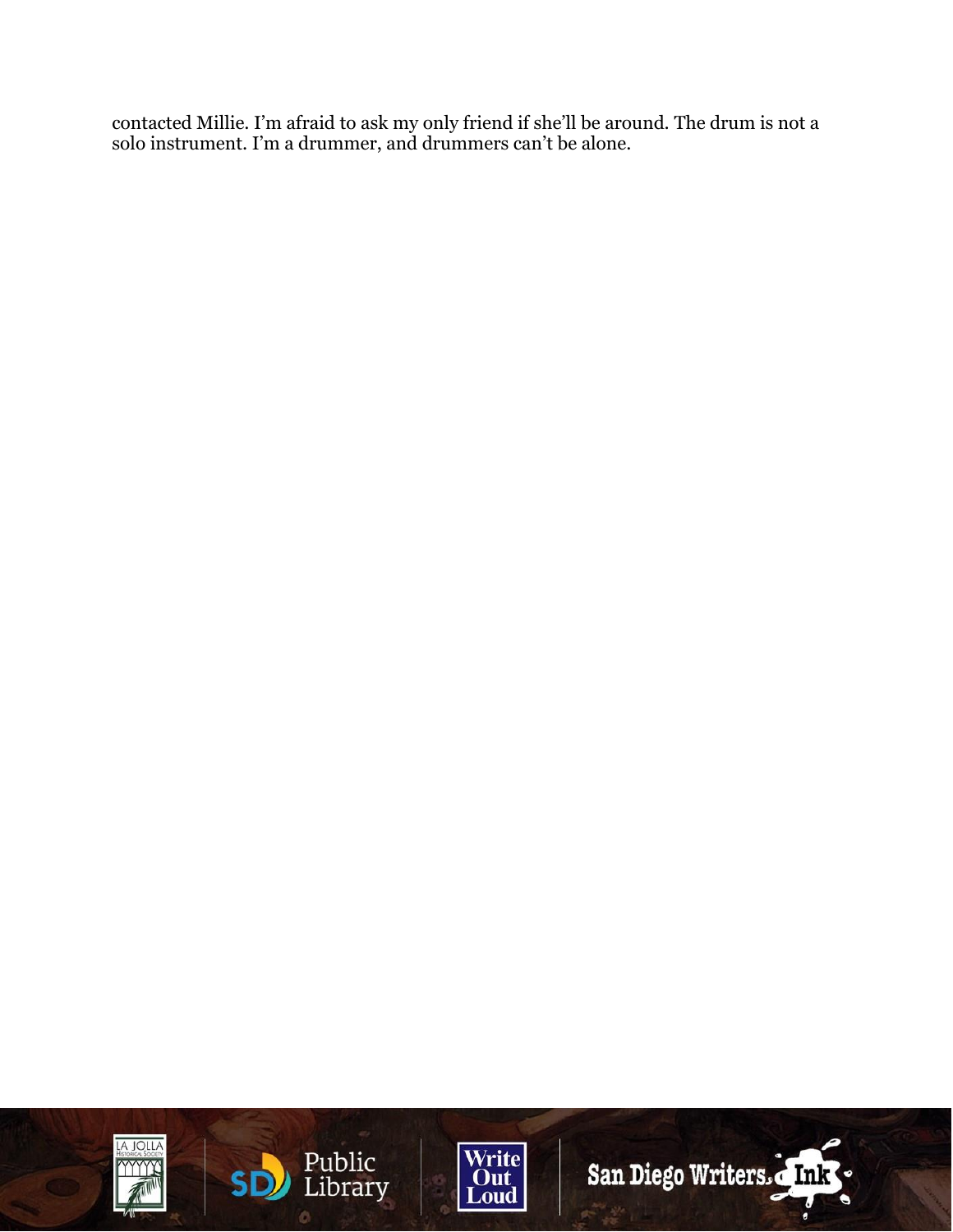contacted Millie. I'm afraid to ask my only friend if she'll be around. The drum is not a solo instrument. I'm a drummer, and drummers can't be alone.